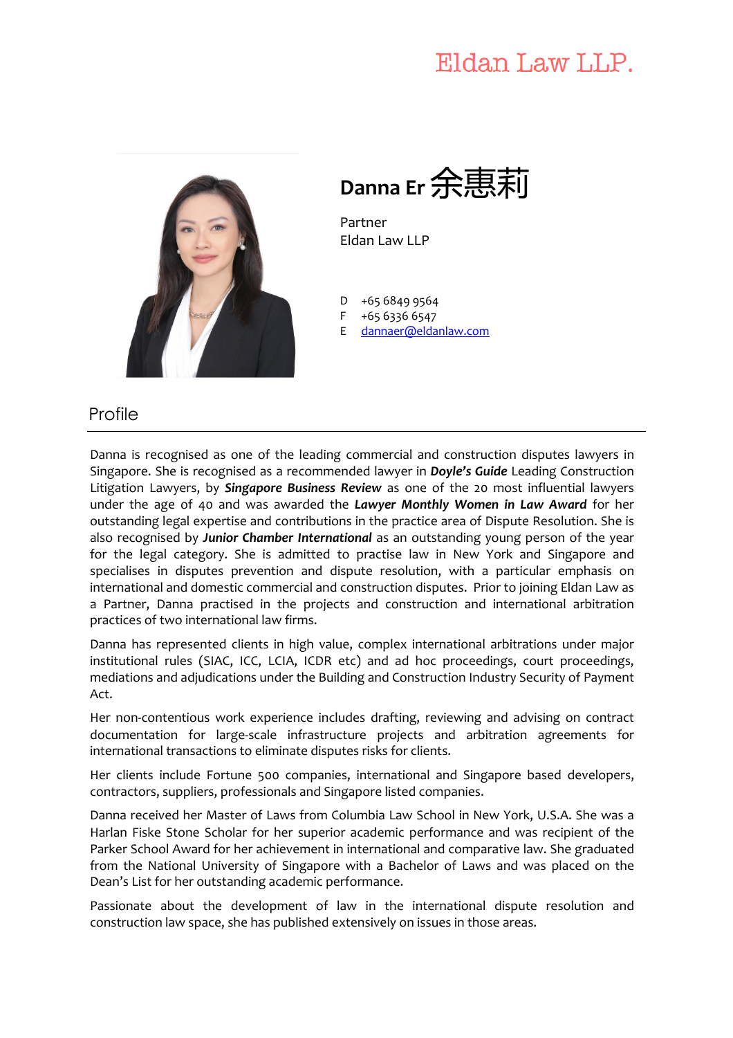Eldan Law LLP.

# Danna Er 余惠莉

Partner
Eldan Law LLP

D +65 6849 9564
F +65 6336 6547
E dannaer@eldanlaw.com

## Profile

Danna is recognised as one of the leading commercial and construction disputes lawyers in Singapore. She is recognised as a recommended lawyer in ***Doyle's Guide*** Leading Construction Litigation Lawyers, by ***Singapore Business Review*** as one of the 20 most influential lawyers under the age of 40 and was awarded the ***Lawyer Monthly Women in Law Award*** for her outstanding legal expertise and contributions in the practice area of Dispute Resolution. She is also recognised by ***Junior Chamber International*** as an outstanding young person of the year for the legal category. She is admitted to practise law in New York and Singapore and specialises in disputes prevention and dispute resolution, with a particular emphasis on international and domestic commercial and construction disputes. Prior to joining Eldan Law as a Partner, Danna practised in the projects and construction and international arbitration practices of two international law firms.

Danna has represented clients in high value, complex international arbitrations under major institutional rules (SIAC, ICC, LCIA, ICDR etc) and ad hoc proceedings, court proceedings, mediations and adjudications under the Building and Construction Industry Security of Payment Act.

Her non-contentious work experience includes drafting, reviewing and advising on contract documentation for large-scale infrastructure projects and arbitration agreements for international transactions to eliminate disputes risks for clients.

Her clients include Fortune 500 companies, international and Singapore based developers, contractors, suppliers, professionals and Singapore listed companies.

Danna received her Master of Laws from Columbia Law School in New York, U.S.A. She was a Harlan Fiske Stone Scholar for her superior academic performance and was recipient of the Parker School Award for her achievement in international and comparative law. She graduated from the National University of Singapore with a Bachelor of Laws and was placed on the Dean's List for her outstanding academic performance.

Passionate about the development of law in the international dispute resolution and construction law space, she has published extensively on issues in those areas.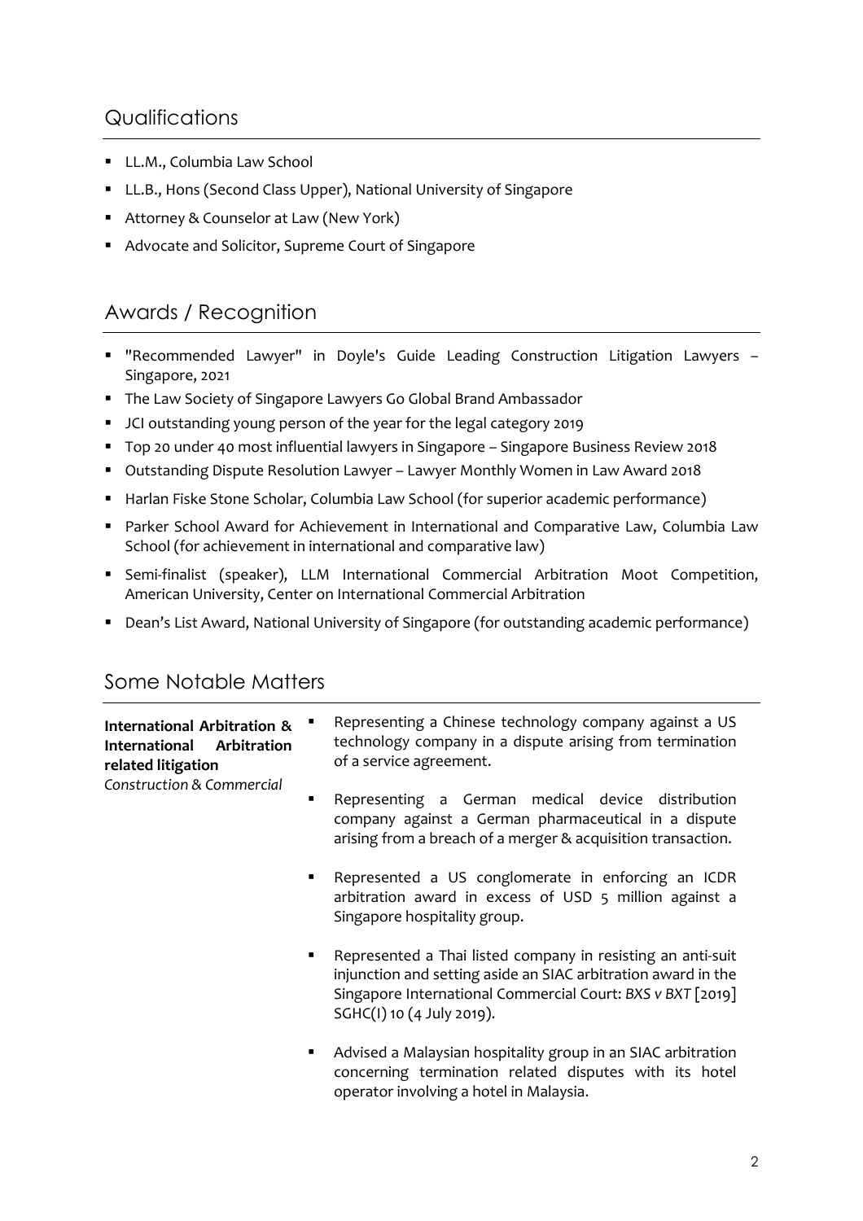## Qualifications

- LL.M., Columbia Law School
- LL.B., Hons (Second Class Upper), National University of Singapore
- Attorney & Counselor at Law (New York)
- Advocate and Solicitor, Supreme Court of Singapore

## Awards / Recognition

- "Recommended Lawyer" in Doyle's Guide Leading Construction Litigation Lawyers – Singapore, 2021
- The Law Society of Singapore Lawyers Go Global Brand Ambassador
- JCI outstanding young person of the year for the legal category 2019
- Top 20 under 40 most influential lawyers in Singapore – Singapore Business Review 2018
- Outstanding Dispute Resolution Lawyer – Lawyer Monthly Women in Law Award 2018
- Harlan Fiske Stone Scholar, Columbia Law School (for superior academic performance)
- Parker School Award for Achievement in International and Comparative Law, Columbia Law School (for achievement in international and comparative law)
- Semi-finalist (speaker), LLM International Commercial Arbitration Moot Competition, American University, Center on International Commercial Arbitration
- Dean's List Award, National University of Singapore (for outstanding academic performance)

## Some Notable Matters

**International Arbitration & International Arbitration related litigation**
*Construction & Commercial*

- Representing a Chinese technology company against a US technology company in a dispute arising from termination of a service agreement.
- Representing a German medical device distribution company against a German pharmaceutical in a dispute arising from a breach of a merger & acquisition transaction.
- Represented a US conglomerate in enforcing an ICDR arbitration award in excess of USD 5 million against a Singapore hospitality group.
- Represented a Thai listed company in resisting an anti-suit injunction and setting aside an SIAC arbitration award in the Singapore International Commercial Court: *BXS v BXT* [2019] SGHC(I) 10 (4 July 2019).
- Advised a Malaysian hospitality group in an SIAC arbitration concerning termination related disputes with its hotel operator involving a hotel in Malaysia.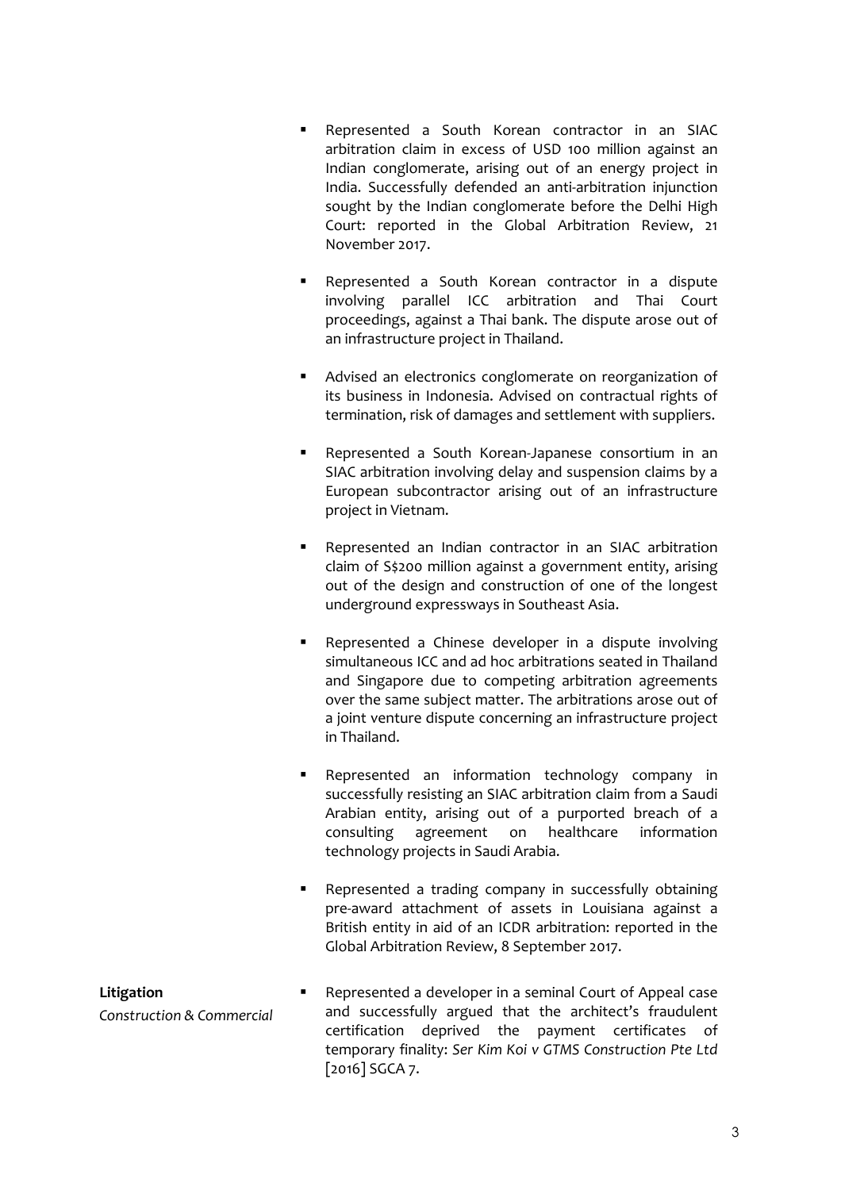- Represented a South Korean contractor in an SIAC arbitration claim in excess of USD 100 million against an Indian conglomerate, arising out of an energy project in India. Successfully defended an anti-arbitration injunction sought by the Indian conglomerate before the Delhi High Court: reported in the Global Arbitration Review, 21 November 2017.

- Represented a South Korean contractor in a dispute involving parallel ICC arbitration and Thai Court proceedings, against a Thai bank. The dispute arose out of an infrastructure project in Thailand.

- Advised an electronics conglomerate on reorganization of its business in Indonesia. Advised on contractual rights of termination, risk of damages and settlement with suppliers.

- Represented a South Korean-Japanese consortium in an SIAC arbitration involving delay and suspension claims by a European subcontractor arising out of an infrastructure project in Vietnam.

- Represented an Indian contractor in an SIAC arbitration claim of S$200 million against a government entity, arising out of the design and construction of one of the longest underground expressways in Southeast Asia.

- Represented a Chinese developer in a dispute involving simultaneous ICC and ad hoc arbitrations seated in Thailand and Singapore due to competing arbitration agreements over the same subject matter. The arbitrations arose out of a joint venture dispute concerning an infrastructure project in Thailand.

- Represented an information technology company in successfully resisting an SIAC arbitration claim from a Saudi Arabian entity, arising out of a purported breach of a consulting agreement on healthcare information technology projects in Saudi Arabia.

- Represented a trading company in successfully obtaining pre-award attachment of assets in Louisiana against a British entity in aid of an ICDR arbitration: reported in the Global Arbitration Review, 8 September 2017.

**Litigation**

*Construction & Commercial*

- Represented a developer in a seminal Court of Appeal case and successfully argued that the architect's fraudulent certification deprived the payment certificates of temporary finality: *Ser Kim Koi v GTMS Construction Pte Ltd* [2016] SGCA 7.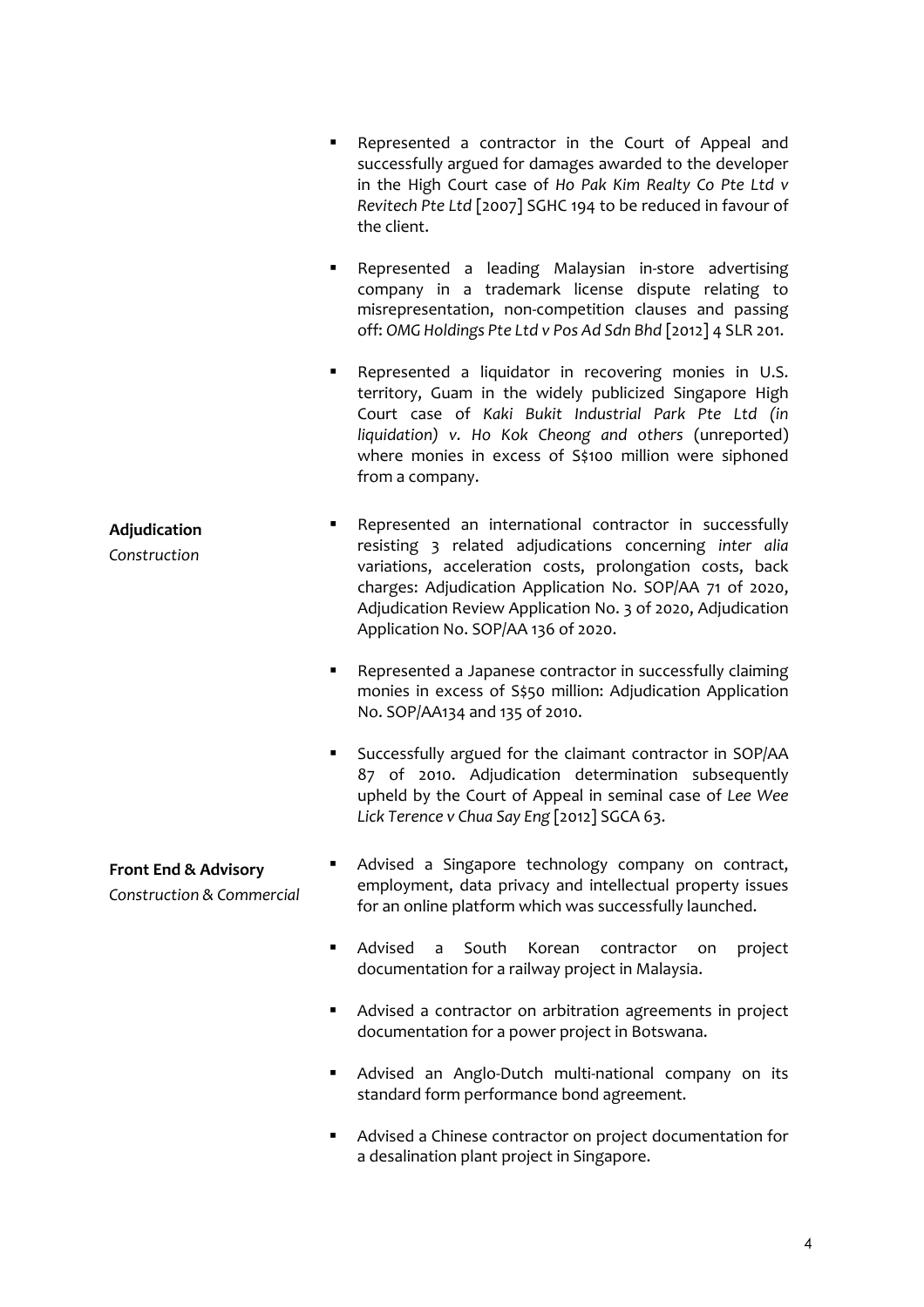- Represented a contractor in the Court of Appeal and successfully argued for damages awarded to the developer in the High Court case of *Ho Pak Kim Realty Co Pte Ltd v Revitech Pte Ltd* [2007] SGHC 194 to be reduced in favour of the client.
- Represented a leading Malaysian in-store advertising company in a trademark license dispute relating to misrepresentation, non-competition clauses and passing off: *OMG Holdings Pte Ltd v Pos Ad Sdn Bhd* [2012] 4 SLR 201.
- Represented a liquidator in recovering monies in U.S. territory, Guam in the widely publicized Singapore High Court case of *Kaki Bukit Industrial Park Pte Ltd (in liquidation) v. Ho Kok Cheong and others* (unreported) where monies in excess of S$100 million were siphoned from a company.

**Adjudication**

*Construction*

- Represented an international contractor in successfully resisting 3 related adjudications concerning *inter alia* variations, acceleration costs, prolongation costs, back charges: Adjudication Application No. SOP/AA 71 of 2020, Adjudication Review Application No. 3 of 2020, Adjudication Application No. SOP/AA 136 of 2020.
- Represented a Japanese contractor in successfully claiming monies in excess of S$50 million: Adjudication Application No. SOP/AA134 and 135 of 2010.
- Successfully argued for the claimant contractor in SOP/AA 87 of 2010. Adjudication determination subsequently upheld by the Court of Appeal in seminal case of *Lee Wee Lick Terence v Chua Say Eng* [2012] SGCA 63.

**Front End & Advisory**

*Construction & Commercial*

- Advised a Singapore technology company on contract, employment, data privacy and intellectual property issues for an online platform which was successfully launched.
- Advised a South Korean contractor on project documentation for a railway project in Malaysia.
- Advised a contractor on arbitration agreements in project documentation for a power project in Botswana.
- Advised an Anglo-Dutch multi-national company on its standard form performance bond agreement.
- Advised a Chinese contractor on project documentation for a desalination plant project in Singapore.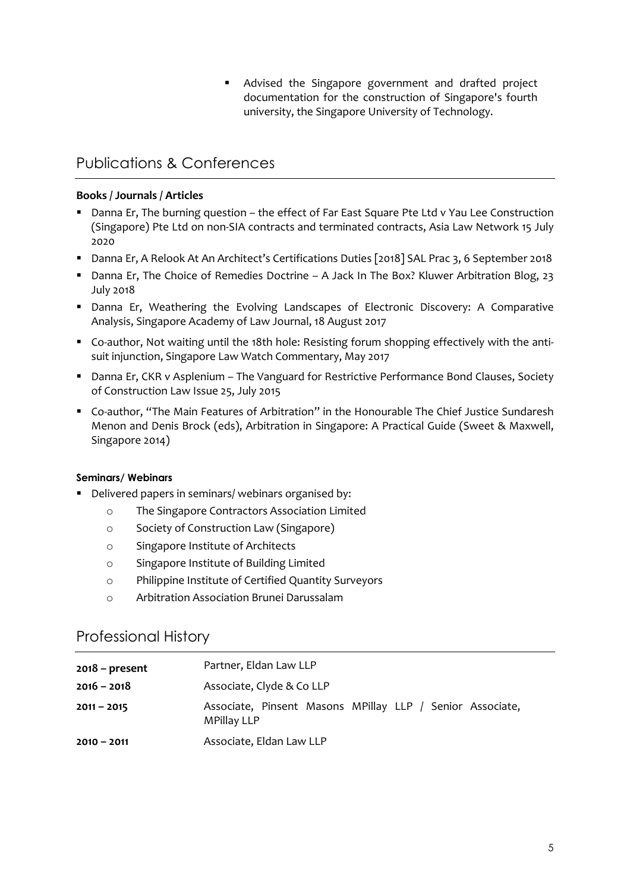- Advised the Singapore government and drafted project documentation for the construction of Singapore's fourth university, the Singapore University of Technology.

## Publications & Conferences

**Books / Journals / Articles**

- Danna Er, The burning question – the effect of Far East Square Pte Ltd v Yau Lee Construction (Singapore) Pte Ltd on non-SIA contracts and terminated contracts, Asia Law Network 15 July 2020
- Danna Er, A Relook At An Architect's Certifications Duties [2018] SAL Prac 3, 6 September 2018
- Danna Er, The Choice of Remedies Doctrine – A Jack In The Box? Kluwer Arbitration Blog, 23 July 2018
- Danna Er, Weathering the Evolving Landscapes of Electronic Discovery: A Comparative Analysis, Singapore Academy of Law Journal, 18 August 2017
- Co-author, Not waiting until the 18th hole: Resisting forum shopping effectively with the anti-suit injunction, Singapore Law Watch Commentary, May 2017
- Danna Er, CKR v Asplenium – The Vanguard for Restrictive Performance Bond Clauses, Society of Construction Law Issue 25, July 2015
- Co-author, "The Main Features of Arbitration" in the Honourable The Chief Justice Sundaresh Menon and Denis Brock (eds), Arbitration in Singapore: A Practical Guide (Sweet & Maxwell, Singapore 2014)

**Seminars/ Webinars**

- Delivered papers in seminars/ webinars organised by:
  - The Singapore Contractors Association Limited
  - Society of Construction Law (Singapore)
  - Singapore Institute of Architects
  - Singapore Institute of Building Limited
  - Philippine Institute of Certified Quantity Surveyors
  - Arbitration Association Brunei Darussalam

## Professional History

| | |
|---|---|
| **2018 – present** | Partner, Eldan Law LLP |
| **2016 – 2018** | Associate, Clyde & Co LLP |
| **2011 – 2015** | Associate, Pinsent Masons MPillay LLP / Senior Associate, MPillay LLP |
| **2010 – 2011** | Associate, Eldan Law LLP |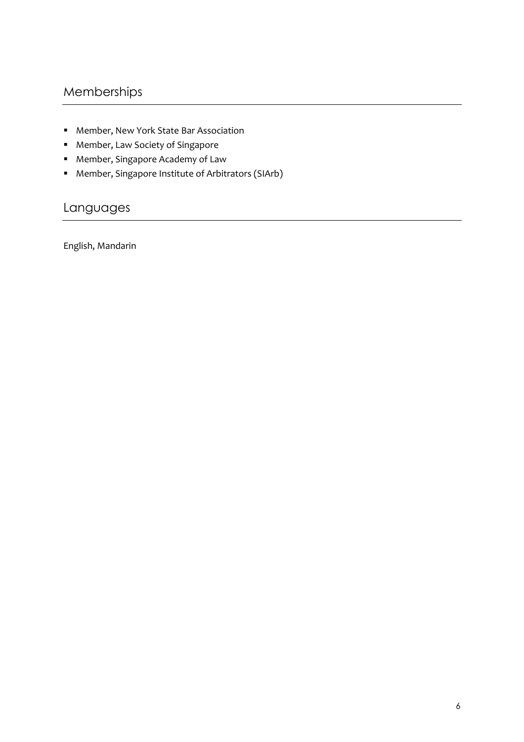## Memberships

- Member, New York State Bar Association
- Member, Law Society of Singapore
- Member, Singapore Academy of Law
- Member, Singapore Institute of Arbitrators (SIArb)

## Languages

English, Mandarin